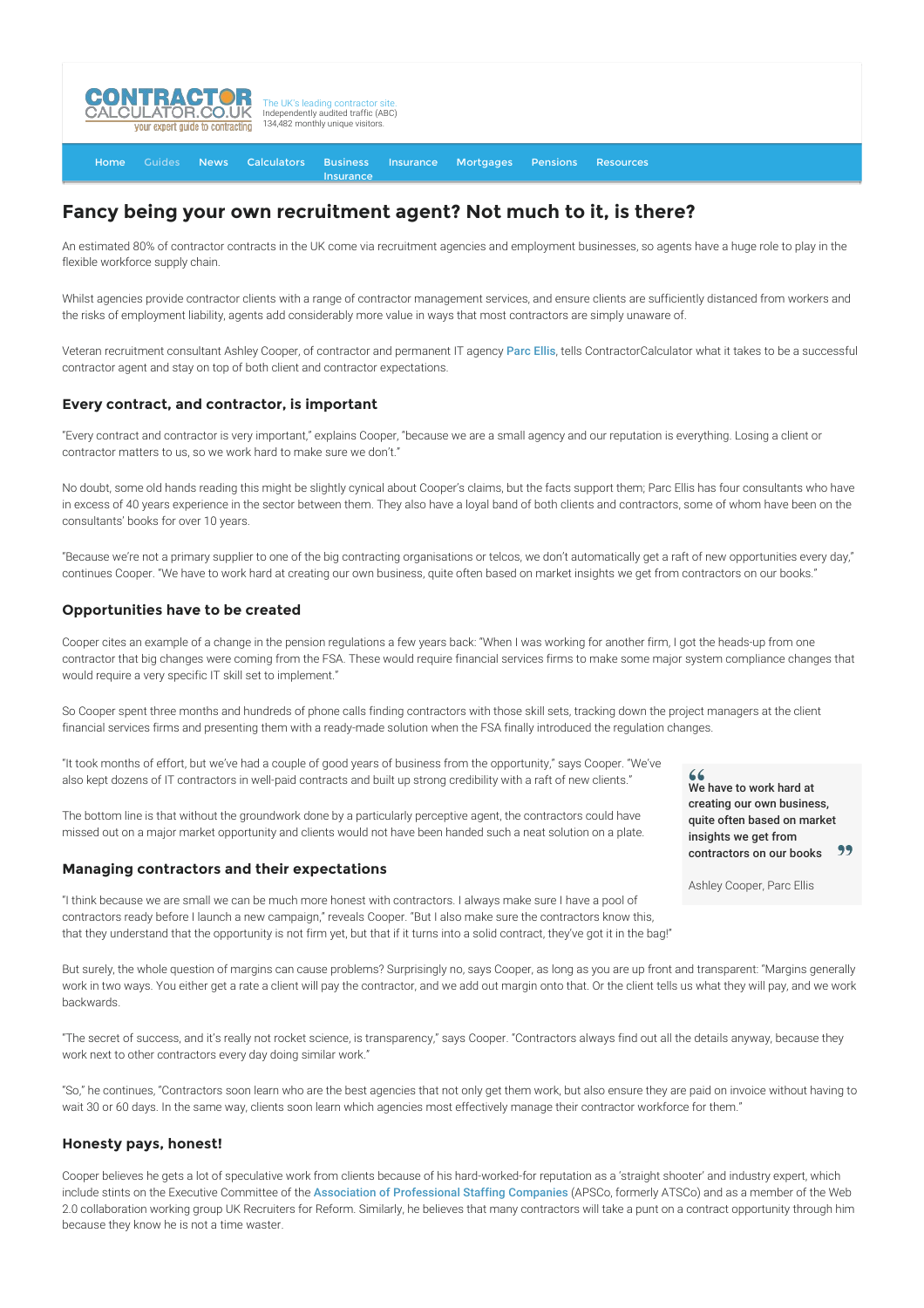CONTRACTOR CALCULATOR.CO.UK your expert guide to contracting

The UK's leading contractor site. Independently audited traffic (ABC) 134,482 monthly unique visitors.

Home Guides News Calculators Business Insurance Insurance Mortgages Pensions Resources

# Fancy being your own recruitment agent? Not much to it, is there?

An estimated 80% of contractor contracts in the UK come via recruitment agencies and employment businesses, so agents have a huge role to play in the flexible workforce supply chain.

Whilst agencies provide contractor clients with a range of contractor management services, and ensure clients are sufficiently distanced from workers and the risks of employment liability, agents add considerably more value in ways that most contractors are simply unaware of.

Veteran recruitment consultant Ashley Cooper, of contractor and permanent IT agency Parc Ellis, tells ContractorCalculator what it takes to be a successful contractor agent and stay on top of both client and contractor expectations.

## Every contract, and contractor, is important

"Every contract and contractor is very important," explains Cooper, "because we are a small agency and our reputation is everything. Losing a client or contractor matters to us, so we work hard to make sure we don't."

No doubt, some old hands reading this might be slightly cynical about Cooper's claims, but the facts support them; Parc Ellis has four consultants who have in excess of 40 years experience in the sector between them. They also have a loyal band of both clients and contractors, some of whom have been on the consultants' books for over 10 years.

"Because we're not a primary supplier to one of the big contracting organisations or telcos, we don't automatically get a raft of new opportunities every day," continues Cooper. "We have to work hard at creating our own business, quite often based on market insights we get from contractors on our books."

## Opportunities have to be created

Cooper cites an example of a change in the pension regulations a few years back: "When I was working for another firm, I got the heads-up from one contractor that big changes were coming from the FSA. These would require financial services firms to make some major system compliance changes that would require a very specific IT skill set to implement."

So Cooper spent three months and hundreds of phone calls finding contractors with those skill sets, tracking down the project managers at the client financial services firms and presenting them with a ready-made solution when the FSA finally introduced the regulation changes.

"It took months of effort, but we've had a couple of good years of business from the opportunity," says Cooper. "We've also kept dozens of IT contractors in well-paid contracts and built up strong credibility with a raft of new clients."

The bottom line is that without the groundwork done by a particularly perceptive agent, the contractors could have missed out on a major market opportunity and clients would not have been handed such a neat solution on a plate.

> **"We have to work hard at creating our own business, quite often based on market insights we get from contractors on our books"**
>
> Ashley Cooper, Parc Ellis

## Managing contractors and their expectations

"I think because we are small we can be much more honest with contractors. I always make sure I have a pool of contractors ready before I launch a new campaign," reveals Cooper. "But I also make sure the contractors know this, that they understand that the opportunity is not firm yet, but that if it turns into a solid contract, they've got it in the bag!"

But surely, the whole question of margins can cause problems? Surprisingly no, says Cooper, as long as you are up front and transparent: "Margins generally work in two ways. You either get a rate a client will pay the contractor, and we add out margin onto that. Or the client tells us what they will pay, and we work backwards.

"The secret of success, and it's really not rocket science, is transparency," says Cooper. "Contractors always find out all the details anyway, because they work next to other contractors every day doing similar work."

"So," he continues, "Contractors soon learn who are the best agencies that not only get them work, but also ensure they are paid on invoice without having to wait 30 or 60 days. In the same way, clients soon learn which agencies most effectively manage their contractor workforce for them."

## Honesty pays, honest!

Cooper believes he gets a lot of speculative work from clients because of his hard-worked-for reputation as a 'straight shooter' and industry expert, which include stints on the Executive Committee of the Association of Professional Staffing Companies (APSCo, formerly ATSCo) and as a member of the Web 2.0 collaboration working group UK Recruiters for Reform. Similarly, he believes that many contractors will take a punt on a contract opportunity through him because they know he is not a time waster.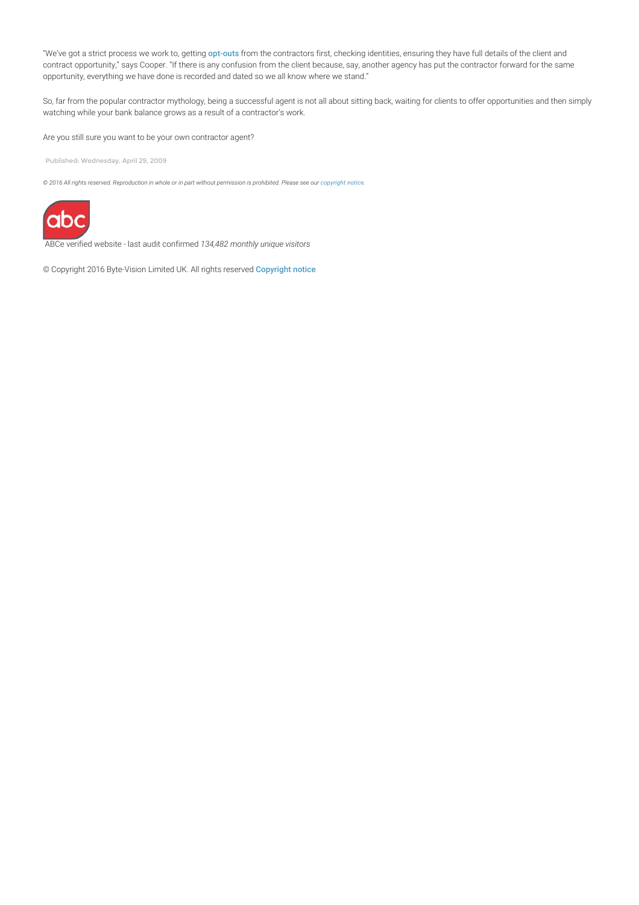"We've got a strict process we work to, getting opt-outs from the contractors first, checking identities, ensuring they have full details of the client and contract opportunity," says Cooper. "If there is any confusion from the client because, say, another agency has put the contractor forward for the same opportunity, everything we have done is recorded and dated so we all know where we stand."

So, far from the popular contractor mythology, being a successful agent is not all about sitting back, waiting for clients to offer opportunities and then simply watching while your bank balance grows as a result of a contractor's work.

Are you still sure you want to be your own contractor agent?

Published: Wednesday, April 29, 2009

*© 2016 All rights reserved. Reproduction in whole or in part without permission is prohibited. Please see our copyright notice.*

ABCe verified website - last audit confirmed *134,482 monthly unique visitors*

© Copyright 2016 Byte-Vision Limited UK. All rights reserved Copyright notice